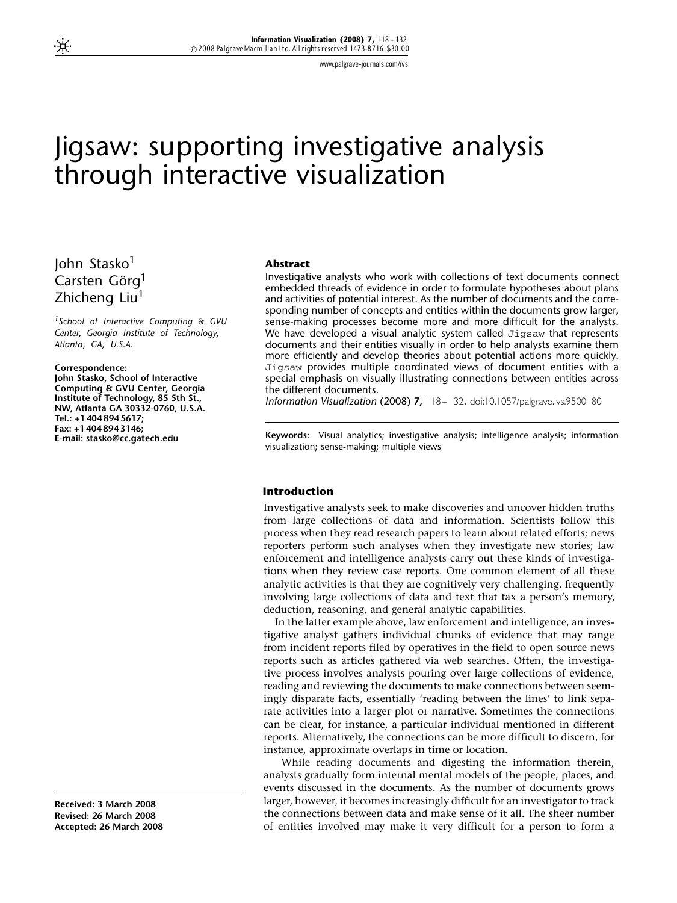# Jigsaw: supporting investigative analysis through interactive visualization

John Stasko[1]
Carsten Görg[1]
Zhicheng Liu[1]

[1]*School of Interactive Computing & GVU Center, Georgia Institute of Technology, Atlanta, GA, U.S.A.*

**Correspondence:**
**John Stasko, School of Interactive Computing & GVU Center, Georgia Institute of Technology, 85 5th St., NW, Atlanta GA 30332-0760, U.S.A.**
**Tel.: +1 404 894 5617;**
**Fax: +1 404 894 3146;**
**E-mail: stasko@cc.gatech.edu**

**Received: 3 March 2008**
**Revised: 26 March 2008**
**Accepted: 26 March 2008**

### Abstract

Investigative analysts who work with collections of text documents connect embedded threads of evidence in order to formulate hypotheses about plans and activities of potential interest. As the number of documents and the corresponding number of concepts and entities within the documents grow larger, sense-making processes become more and more difficult for the analysts. We have developed a visual analytic system called `Jigsaw` that represents documents and their entities visually in order to help analysts examine them more efficiently and develop theories about potential actions more quickly. `Jigsaw` provides multiple coordinated views of document entities with a special emphasis on visually illustrating connections between entities across the different documents.

*Information Visualization* (2008) **7**, 118 – 132. doi:10.1057/palgrave.ivs.9500180

**Keywords:** Visual analytics; investigative analysis; intelligence analysis; information visualization; sense-making; multiple views

## Introduction

Investigative analysts seek to make discoveries and uncover hidden truths from large collections of data and information. Scientists follow this process when they read research papers to learn about related efforts; news reporters perform such analyses when they investigate new stories; law enforcement and intelligence analysts carry out these kinds of investigations when they review case reports. One common element of all these analytic activities is that they are cognitively very challenging, frequently involving large collections of data and text that tax a person's memory, deduction, reasoning, and general analytic capabilities.

In the latter example above, law enforcement and intelligence, an investigative analyst gathers individual chunks of evidence that may range from incident reports filed by operatives in the field to open source news reports such as articles gathered via web searches. Often, the investigative process involves analysts pouring over large collections of evidence, reading and reviewing the documents to make connections between seemingly disparate facts, essentially 'reading between the lines' to link separate activities into a larger plot or narrative. Sometimes the connections can be clear, for instance, a particular individual mentioned in different reports. Alternatively, the connections can be more difficult to discern, for instance, approximate overlaps in time or location.

While reading documents and digesting the information therein, analysts gradually form internal mental models of the people, places, and events discussed in the documents. As the number of documents grows larger, however, it becomes increasingly difficult for an investigator to track the connections between data and make sense of it all. The sheer number of entities involved may make it very difficult for a person to form a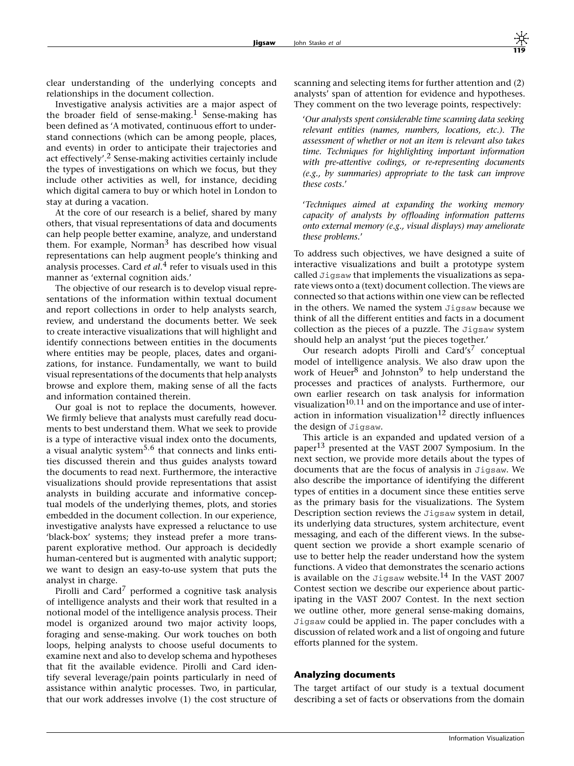clear understanding of the underlying concepts and relationships in the document collection.

Investigative analysis activities are a major aspect of the broader field of sense-making.[1] Sense-making has been defined as 'A motivated, continuous effort to understand connections (which can be among people, places, and events) in order to anticipate their trajectories and act effectively'.[2] Sense-making activities certainly include the types of investigations on which we focus, but they include other activities as well, for instance, deciding which digital camera to buy or which hotel in London to stay at during a vacation.

At the core of our research is a belief, shared by many others, that visual representations of data and documents can help people better examine, analyze, and understand them. For example, Norman[3] has described how visual representations can help augment people's thinking and analysis processes. Card *et al*.[4] refer to visuals used in this manner as 'external cognition aids.'

The objective of our research is to develop visual representations of the information within textual document and report collections in order to help analysts search, review, and understand the documents better. We seek to create interactive visualizations that will highlight and identify connections between entities in the documents where entities may be people, places, dates and organizations, for instance. Fundamentally, we want to build visual representations of the documents that help analysts browse and explore them, making sense of all the facts and information contained therein.

Our goal is not to replace the documents, however. We firmly believe that analysts must carefully read documents to best understand them. What we seek to provide is a type of interactive visual index onto the documents, a visual analytic system[5,6] that connects and links entities discussed therein and thus guides analysts toward the documents to read next. Furthermore, the interactive visualizations should provide representations that assist analysts in building accurate and informative conceptual models of the underlying themes, plots, and stories embedded in the document collection. In our experience, investigative analysts have expressed a reluctance to use 'black-box' systems; they instead prefer a more transparent explorative method. Our approach is decidedly human-centered but is augmented with analytic support; we want to design an easy-to-use system that puts the analyst in charge.

Pirolli and Card[7] performed a cognitive task analysis of intelligence analysts and their work that resulted in a notional model of the intelligence analysis process. Their model is organized around two major activity loops, foraging and sense-making. Our work touches on both loops, helping analysts to choose useful documents to examine next and also to develop schema and hypotheses that fit the available evidence. Pirolli and Card identify several leverage/pain points particularly in need of assistance within analytic processes. Two, in particular, that our work addresses involve (1) the cost structure of scanning and selecting items for further attention and (2) analysts' span of attention for evidence and hypotheses. They comment on the two leverage points, respectively:

'*Our analysts spent considerable time scanning data seeking relevant entities (names, numbers, locations, etc.). The assessment of whether or not an item is relevant also takes time. Techniques for highlighting important information with pre-attentive codings, or re-representing documents (e.g., by summaries) appropriate to the task can improve these costs*.'

'*Techniques aimed at expanding the working memory capacity of analysts by offloading information patterns onto external memory (e.g., visual displays) may ameliorate these problems*.'

To address such objectives, we have designed a suite of interactive visualizations and built a prototype system called Jigsaw that implements the visualizations as separate views onto a (text) document collection. The views are connected so that actions within one view can be reflected in the others. We named the system Jigsaw because we think of all the different entities and facts in a document collection as the pieces of a puzzle. The Jigsaw system should help an analyst 'put the pieces together.'

Our research adopts Pirolli and Card's[7] conceptual model of intelligence analysis. We also draw upon the work of Heuer[8] and Johnston[9] to help understand the processes and practices of analysts. Furthermore, our own earlier research on task analysis for information visualization[10,11] and on the importance and use of interaction in information visualization[12] directly influences the design of Jigsaw.

This article is an expanded and updated version of a paper[13] presented at the VAST 2007 Symposium. In the next section, we provide more details about the types of documents that are the focus of analysis in Jigsaw. We also describe the importance of identifying the different types of entities in a document since these entities serve as the primary basis for the visualizations. The System Description section reviews the Jigsaw system in detail, its underlying data structures, system architecture, event messaging, and each of the different views. In the subsequent section we provide a short example scenario of use to better help the reader understand how the system functions. A video that demonstrates the scenario actions is available on the Jigsaw website.[14] In the VAST 2007 Contest section we describe our experience about participating in the VAST 2007 Contest. In the next section we outline other, more general sense-making domains, Jigsaw could be applied in. The paper concludes with a discussion of related work and a list of ongoing and future efforts planned for the system.

## Analyzing documents

The target artifact of our study is a textual document describing a set of facts or observations from the domain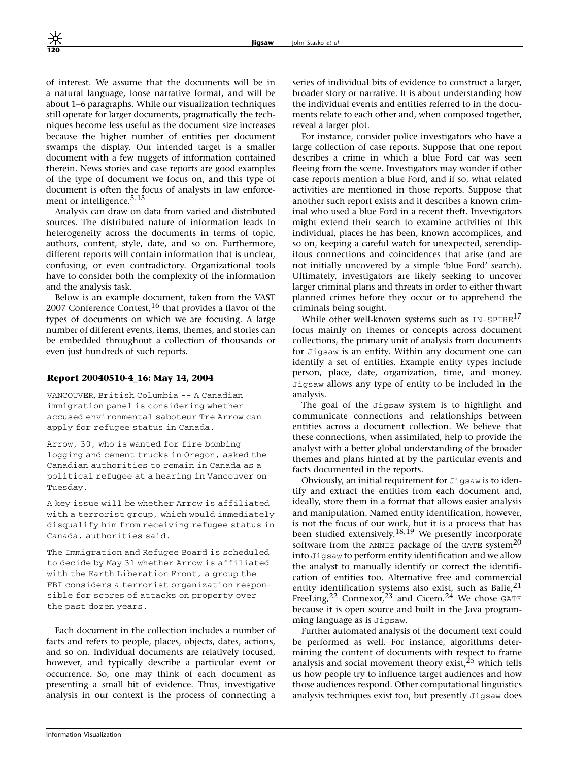of interest. We assume that the documents will be in a natural language, loose narrative format, and will be about 1–6 paragraphs. While our visualization techniques still operate for larger documents, pragmatically the techniques become less useful as the document size increases because the higher number of entities per document swamps the display. Our intended target is a smaller document with a few nuggets of information contained therein. News stories and case reports are good examples of the type of document we focus on, and this type of document is often the focus of analysts in law enforcement or intelligence.[5,15]

Analysis can draw on data from varied and distributed sources. The distributed nature of information leads to heterogeneity across the documents in terms of topic, authors, content, style, date, and so on. Furthermore, different reports will contain information that is unclear, confusing, or even contradictory. Organizational tools have to consider both the complexity of the information and the analysis task.

Below is an example document, taken from the VAST 2007 Conference Contest,[16] that provides a flavor of the types of documents on which we are focusing. A large number of different events, items, themes, and stories can be embedded throughout a collection of thousands or even just hundreds of such reports.

**Report 20040510-4_16: May 14, 2004**

VANCOUVER, British Columbia -- A Canadian immigration panel is considering whether accused environmental saboteur Tre Arrow can apply for refugee status in Canada.

Arrow, 30, who is wanted for fire bombing logging and cement trucks in Oregon, asked the Canadian authorities to remain in Canada as a political refugee at a hearing in Vancouver on Tuesday.

A key issue will be whether Arrow is affiliated with a terrorist group, which would immediately disqualify him from receiving refugee status in Canada, authorities said.

The Immigration and Refugee Board is scheduled to decide by May 31 whether Arrow is affiliated with the Earth Liberation Front, a group the FBI considers a terrorist organization responsible for scores of attacks on property over the past dozen years.

Each document in the collection includes a number of facts and refers to people, places, objects, dates, actions, and so on. Individual documents are relatively focused, however, and typically describe a particular event or occurrence. So, one may think of each document as presenting a small bit of evidence. Thus, investigative analysis in our context is the process of connecting a series of individual bits of evidence to construct a larger, broader story or narrative. It is about understanding how the individual events and entities referred to in the documents relate to each other and, when composed together, reveal a larger plot.

For instance, consider police investigators who have a large collection of case reports. Suppose that one report describes a crime in which a blue Ford car was seen fleeing from the scene. Investigators may wonder if other case reports mention a blue Ford, and if so, what related activities are mentioned in those reports. Suppose that another such report exists and it describes a known criminal who used a blue Ford in a recent theft. Investigators might extend their search to examine activities of this individual, places he has been, known accomplices, and so on, keeping a careful watch for unexpected, serendipitous connections and coincidences that arise (and are not initially uncovered by a simple 'blue Ford' search). Ultimately, investigators are likely seeking to uncover larger criminal plans and threats in order to either thwart planned crimes before they occur or to apprehend the criminals being sought.

While other well-known systems such as IN-SPIRE[17] focus mainly on themes or concepts across document collections, the primary unit of analysis from documents for Jigsaw is an entity. Within any document one can identify a set of entities. Example entity types include person, place, date, organization, time, and money. Jigsaw allows any type of entity to be included in the analysis.

The goal of the Jigsaw system is to highlight and communicate connections and relationships between entities across a document collection. We believe that these connections, when assimilated, help to provide the analyst with a better global understanding of the broader themes and plans hinted at by the particular events and facts documented in the reports.

Obviously, an initial requirement for Jigsaw is to identify and extract the entities from each document and, ideally, store them in a format that allows easier analysis and manipulation. Named entity identification, however, is not the focus of our work, but it is a process that has been studied extensively.[18,19] We presently incorporate software from the ANNIE package of the GATE system[20] into Jigsaw to perform entity identification and we allow the analyst to manually identify or correct the identification of entities too. Alternative free and commercial entity identification systems also exist, such as Balie,[21] FreeLing,[22] Connexor,[23] and Cicero.[24] We chose GATE because it is open source and built in the Java programming language as is Jigsaw.

Further automated analysis of the document text could be performed as well. For instance, algorithms determining the content of documents with respect to frame analysis and social movement theory exist,[25] which tells us how people try to influence target audiences and how those audiences respond. Other computational linguistics analysis techniques exist too, but presently Jigsaw does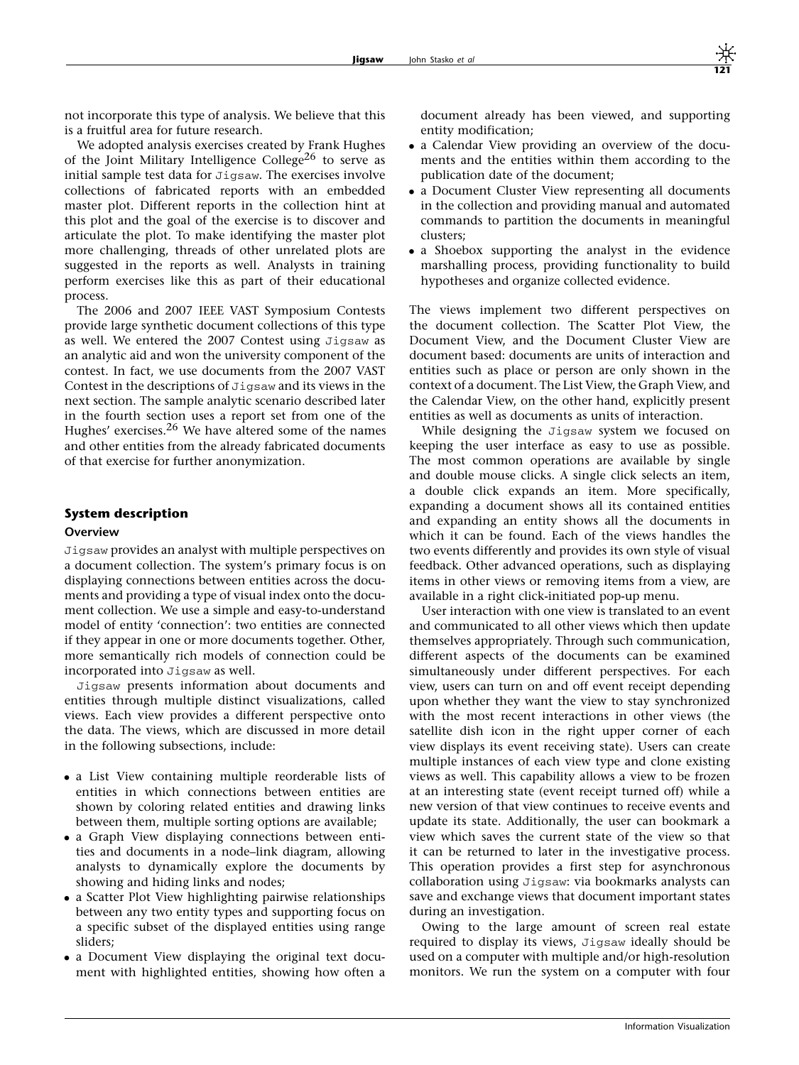not incorporate this type of analysis. We believe that this is a fruitful area for future research.

We adopted analysis exercises created by Frank Hughes of the Joint Military Intelligence College[26] to serve as initial sample test data for Jigsaw. The exercises involve collections of fabricated reports with an embedded master plot. Different reports in the collection hint at this plot and the goal of the exercise is to discover and articulate the plot. To make identifying the master plot more challenging, threads of other unrelated plots are suggested in the reports as well. Analysts in training perform exercises like this as part of their educational process.

The 2006 and 2007 IEEE VAST Symposium Contests provide large synthetic document collections of this type as well. We entered the 2007 Contest using Jigsaw as an analytic aid and won the university component of the contest. In fact, we use documents from the 2007 VAST Contest in the descriptions of Jigsaw and its views in the next section. The sample analytic scenario described later in the fourth section uses a report set from one of the Hughes' exercises.[26] We have altered some of the names and other entities from the already fabricated documents of that exercise for further anonymization.

## System description

### Overview

Jigsaw provides an analyst with multiple perspectives on a document collection. The system's primary focus is on displaying connections between entities across the documents and providing a type of visual index onto the document collection. We use a simple and easy-to-understand model of entity 'connection': two entities are connected if they appear in one or more documents together. Other, more semantically rich models of connection could be incorporated into Jigsaw as well.

Jigsaw presents information about documents and entities through multiple distinct visualizations, called views. Each view provides a different perspective onto the data. The views, which are discussed in more detail in the following subsections, include:

- a List View containing multiple reorderable lists of entities in which connections between entities are shown by coloring related entities and drawing links between them, multiple sorting options are available;
- a Graph View displaying connections between entities and documents in a node–link diagram, allowing analysts to dynamically explore the documents by showing and hiding links and nodes;
- a Scatter Plot View highlighting pairwise relationships between any two entity types and supporting focus on a specific subset of the displayed entities using range sliders;
- a Document View displaying the original text document with highlighted entities, showing how often a document already has been viewed, and supporting entity modification;
- a Calendar View providing an overview of the documents and the entities within them according to the publication date of the document;
- a Document Cluster View representing all documents in the collection and providing manual and automated commands to partition the documents in meaningful clusters;
- a Shoebox supporting the analyst in the evidence marshalling process, providing functionality to build hypotheses and organize collected evidence.

The views implement two different perspectives on the document collection. The Scatter Plot View, the Document View, and the Document Cluster View are document based: documents are units of interaction and entities such as place or person are only shown in the context of a document. The List View, the Graph View, and the Calendar View, on the other hand, explicitly present entities as well as documents as units of interaction.

While designing the Jigsaw system we focused on keeping the user interface as easy to use as possible. The most common operations are available by single and double mouse clicks. A single click selects an item, a double click expands an item. More specifically, expanding a document shows all its contained entities and expanding an entity shows all the documents in which it can be found. Each of the views handles the two events differently and provides its own style of visual feedback. Other advanced operations, such as displaying items in other views or removing items from a view, are available in a right click-initiated pop-up menu.

User interaction with one view is translated to an event and communicated to all other views which then update themselves appropriately. Through such communication, different aspects of the documents can be examined simultaneously under different perspectives. For each view, users can turn on and off event receipt depending upon whether they want the view to stay synchronized with the most recent interactions in other views (the satellite dish icon in the right upper corner of each view displays its event receiving state). Users can create multiple instances of each view type and clone existing views as well. This capability allows a view to be frozen at an interesting state (event receipt turned off) while a new version of that view continues to receive events and update its state. Additionally, the user can bookmark a view which saves the current state of the view so that it can be returned to later in the investigative process. This operation provides a first step for asynchronous collaboration using Jigsaw: via bookmarks analysts can save and exchange views that document important states during an investigation.

Owing to the large amount of screen real estate required to display its views, Jigsaw ideally should be used on a computer with multiple and/or high-resolution monitors. We run the system on a computer with four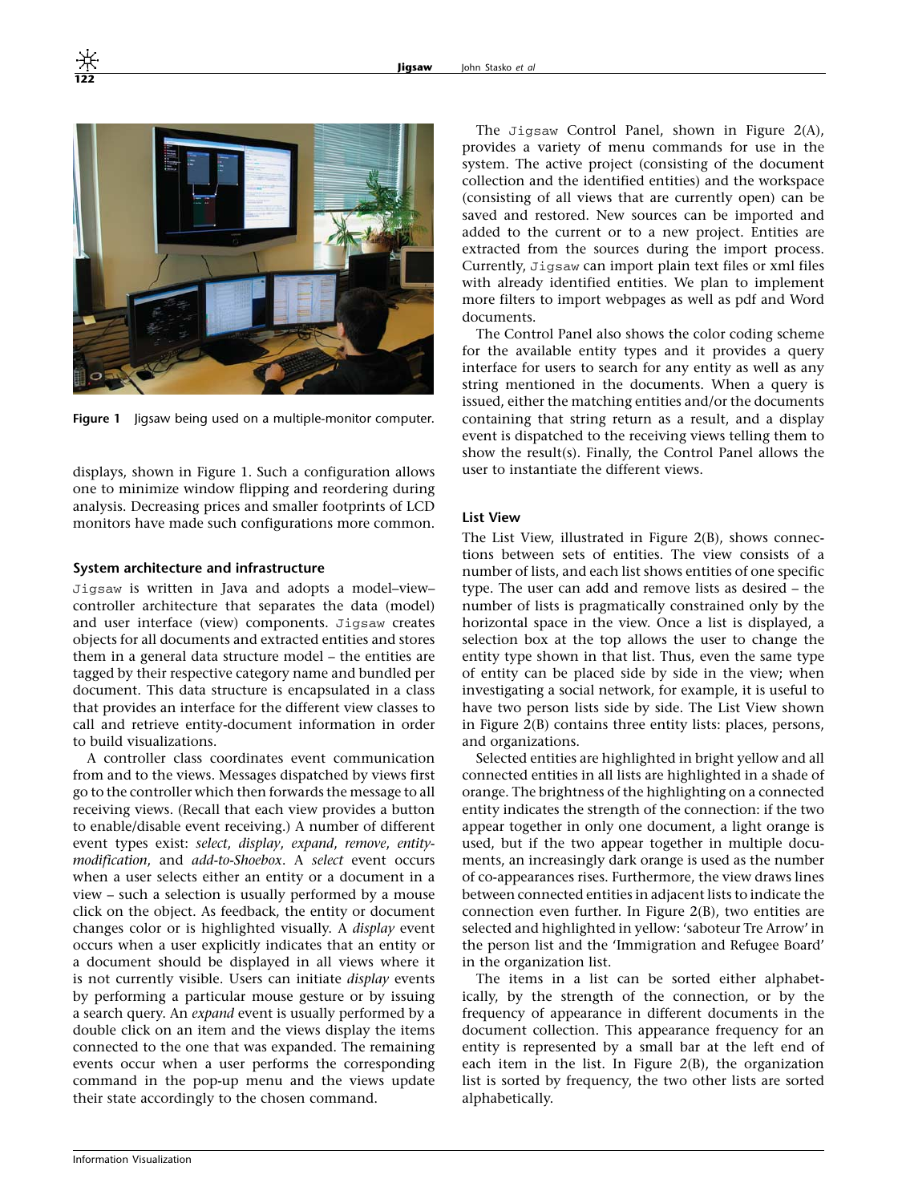Figure 1 Jigsaw being used on a multiple-monitor computer.

displays, shown in Figure 1. Such a configuration allows one to minimize window flipping and reordering during analysis. Decreasing prices and smaller footprints of LCD monitors have made such configurations more common.

### System architecture and infrastructure

Jigsaw is written in Java and adopts a model–view–controller architecture that separates the data (model) and user interface (view) components. Jigsaw creates objects for all documents and extracted entities and stores them in a general data structure model – the entities are tagged by their respective category name and bundled per document. This data structure is encapsulated in a class that provides an interface for the different view classes to call and retrieve entity-document information in order to build visualizations.

A controller class coordinates event communication from and to the views. Messages dispatched by views first go to the controller which then forwards the message to all receiving views. (Recall that each view provides a button to enable/disable event receiving.) A number of different event types exist: *select*, *display*, *expand*, *remove*, *entity-modification*, and *add-to-Shoebox*. A *select* event occurs when a user selects either an entity or a document in a view – such a selection is usually performed by a mouse click on the object. As feedback, the entity or document changes color or is highlighted visually. A *display* event occurs when a user explicitly indicates that an entity or a document should be displayed in all views where it is not currently visible. Users can initiate *display* events by performing a particular mouse gesture or by issuing a search query. An *expand* event is usually performed by a double click on an item and the views display the items connected to the one that was expanded. The remaining events occur when a user performs the corresponding command in the pop-up menu and the views update their state accordingly to the chosen command.

The Jigsaw Control Panel, shown in Figure 2(A), provides a variety of menu commands for use in the system. The active project (consisting of the document collection and the identified entities) and the workspace (consisting of all views that are currently open) can be saved and restored. New sources can be imported and added to the current or to a new project. Entities are extracted from the sources during the import process. Currently, Jigsaw can import plain text files or xml files with already identified entities. We plan to implement more filters to import webpages as well as pdf and Word documents.

The Control Panel also shows the color coding scheme for the available entity types and it provides a query interface for users to search for any entity as well as any string mentioned in the documents. When a query is issued, either the matching entities and/or the documents containing that string return as a result, and a display event is dispatched to the receiving views telling them to show the result(s). Finally, the Control Panel allows the user to instantiate the different views.

### List View

The List View, illustrated in Figure 2(B), shows connections between sets of entities. The view consists of a number of lists, and each list shows entities of one specific type. The user can add and remove lists as desired – the number of lists is pragmatically constrained only by the horizontal space in the view. Once a list is displayed, a selection box at the top allows the user to change the entity type shown in that list. Thus, even the same type of entity can be placed side by side in the view; when investigating a social network, for example, it is useful to have two person lists side by side. The List View shown in Figure 2(B) contains three entity lists: places, persons, and organizations.

Selected entities are highlighted in bright yellow and all connected entities in all lists are highlighted in a shade of orange. The brightness of the highlighting on a connected entity indicates the strength of the connection: if the two appear together in only one document, a light orange is used, but if the two appear together in multiple documents, an increasingly dark orange is used as the number of co-appearances rises. Furthermore, the view draws lines between connected entities in adjacent lists to indicate the connection even further. In Figure 2(B), two entities are selected and highlighted in yellow: 'saboteur Tre Arrow' in the person list and the 'Immigration and Refugee Board' in the organization list.

The items in a list can be sorted either alphabetically, by the strength of the connection, or by the frequency of appearance in different documents in the document collection. This appearance frequency for an entity is represented by a small bar at the left end of each item in the list. In Figure 2(B), the organization list is sorted by frequency, the two other lists are sorted alphabetically.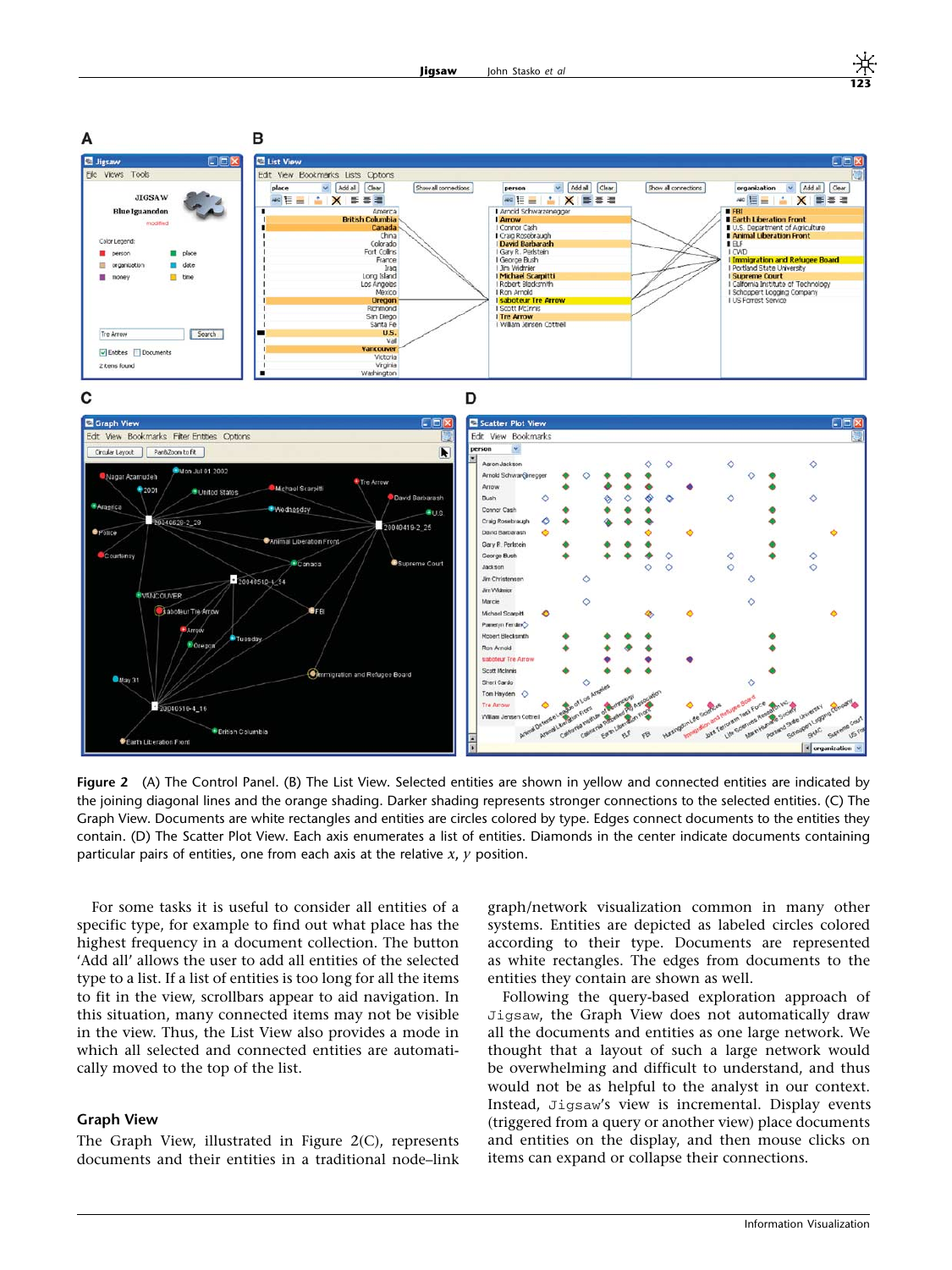**Figure 2** (A) The Control Panel. (B) The List View. Selected entities are shown in yellow and connected entities are indicated by the joining diagonal lines and the orange shading. Darker shading represents stronger connections to the selected entities. (C) The Graph View. Documents are white rectangles and entities are circles colored by type. Edges connect documents to the entities they contain. (D) The Scatter Plot View. Each axis enumerates a list of entities. Diamonds in the center indicate documents containing particular pairs of entities, one from each axis at the relative $x$, $y$ position.

For some tasks it is useful to consider all entities of a specific type, for example to find out what place has the highest frequency in a document collection. The button 'Add all' allows the user to add all entities of the selected type to a list. If a list of entities is too long for all the items to fit in the view, scrollbars appear to aid navigation. In this situation, many connected items may not be visible in the view. Thus, the List View also provides a mode in which all selected and connected entities are automatically moved to the top of the list.

## Graph View

The Graph View, illustrated in Figure 2(C), represents documents and their entities in a traditional node–link graph/network visualization common in many other systems. Entities are depicted as labeled circles colored according to their type. Documents are represented as white rectangles. The edges from documents to the entities they contain are shown as well.

Following the query-based exploration approach of Jigsaw, the Graph View does not automatically draw all the documents and entities as one large network. We thought that a layout of such a large network would be overwhelming and difficult to understand, and thus would not be as helpful to the analyst in our context. Instead, Jigsaw's view is incremental. Display events (triggered from a query or another view) place documents and entities on the display, and then mouse clicks on items can expand or collapse their connections.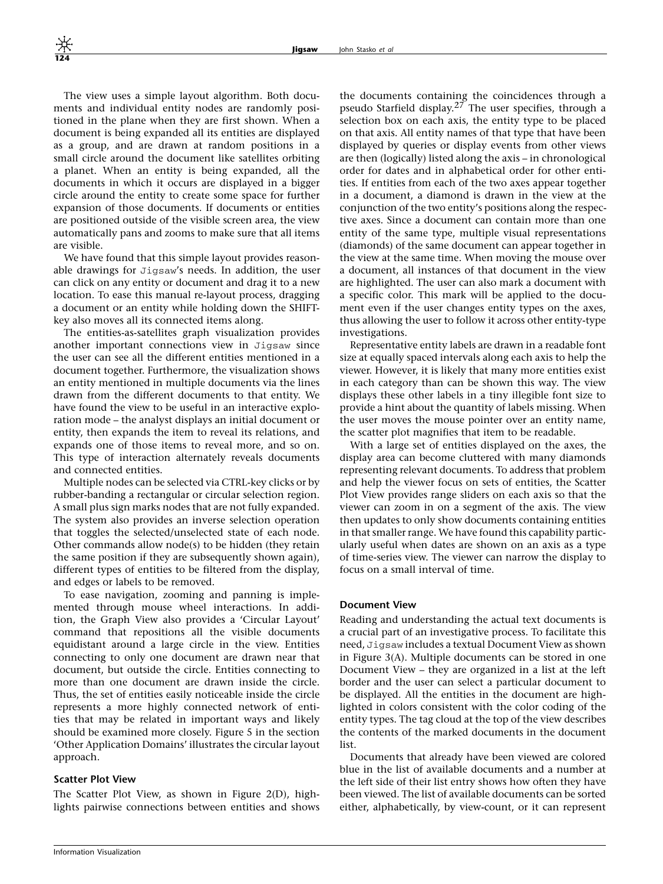The view uses a simple layout algorithm. Both documents and individual entity nodes are randomly positioned in the plane when they are first shown. When a document is being expanded all its entities are displayed as a group, and are drawn at random positions in a small circle around the document like satellites orbiting a planet. When an entity is being expanded, all the documents in which it occurs are displayed in a bigger circle around the entity to create some space for further expansion of those documents. If documents or entities are positioned outside of the visible screen area, the view automatically pans and zooms to make sure that all items are visible.

We have found that this simple layout provides reasonable drawings for Jigsaw's needs. In addition, the user can click on any entity or document and drag it to a new location. To ease this manual re-layout process, dragging a document or an entity while holding down the SHIFT-key also moves all its connected items along.

The entities-as-satellites graph visualization provides another important connections view in Jigsaw since the user can see all the different entities mentioned in a document together. Furthermore, the visualization shows an entity mentioned in multiple documents via the lines drawn from the different documents to that entity. We have found the view to be useful in an interactive exploration mode – the analyst displays an initial document or entity, then expands the item to reveal its relations, and expands one of those items to reveal more, and so on. This type of interaction alternately reveals documents and connected entities.

Multiple nodes can be selected via CTRL-key clicks or by rubber-banding a rectangular or circular selection region. A small plus sign marks nodes that are not fully expanded. The system also provides an inverse selection operation that toggles the selected/unselected state of each node. Other commands allow node(s) to be hidden (they retain the same position if they are subsequently shown again), different types of entities to be filtered from the display, and edges or labels to be removed.

To ease navigation, zooming and panning is implemented through mouse wheel interactions. In addition, the Graph View also provides a 'Circular Layout' command that repositions all the visible documents equidistant around a large circle in the view. Entities connecting to only one document are drawn near that document, but outside the circle. Entities connecting to more than one document are drawn inside the circle. Thus, the set of entities easily noticeable inside the circle represents a more highly connected network of entities that may be related in important ways and likely should be examined more closely. Figure 5 in the section 'Other Application Domains' illustrates the circular layout approach.

### Scatter Plot View

The Scatter Plot View, as shown in Figure 2(D), highlights pairwise connections between entities and shows the documents containing the coincidences through a pseudo Starfield display.[27] The user specifies, through a selection box on each axis, the entity type to be placed on that axis. All entity names of that type that have been displayed by queries or display events from other views are then (logically) listed along the axis – in chronological order for dates and in alphabetical order for other entities. If entities from each of the two axes appear together in a document, a diamond is drawn in the view at the conjunction of the two entity's positions along the respective axes. Since a document can contain more than one entity of the same type, multiple visual representations (diamonds) of the same document can appear together in the view at the same time. When moving the mouse over a document, all instances of that document in the view are highlighted. The user can also mark a document with a specific color. This mark will be applied to the document even if the user changes entity types on the axes, thus allowing the user to follow it across other entity-type investigations.

Representative entity labels are drawn in a readable font size at equally spaced intervals along each axis to help the viewer. However, it is likely that many more entities exist in each category than can be shown this way. The view displays these other labels in a tiny illegible font size to provide a hint about the quantity of labels missing. When the user moves the mouse pointer over an entity name, the scatter plot magnifies that item to be readable.

With a large set of entities displayed on the axes, the display area can become cluttered with many diamonds representing relevant documents. To address that problem and help the viewer focus on sets of entities, the Scatter Plot View provides range sliders on each axis so that the viewer can zoom in on a segment of the axis. The view then updates to only show documents containing entities in that smaller range. We have found this capability particularly useful when dates are shown on an axis as a type of time-series view. The viewer can narrow the display to focus on a small interval of time.

### Document View

Reading and understanding the actual text documents is a crucial part of an investigative process. To facilitate this need, Jigsaw includes a textual Document View as shown in Figure 3(A). Multiple documents can be stored in one Document View – they are organized in a list at the left border and the user can select a particular document to be displayed. All the entities in the document are highlighted in colors consistent with the color coding of the entity types. The tag cloud at the top of the view describes the contents of the marked documents in the document list.

Documents that already have been viewed are colored blue in the list of available documents and a number at the left side of their list entry shows how often they have been viewed. The list of available documents can be sorted either, alphabetically, by view-count, or it can represent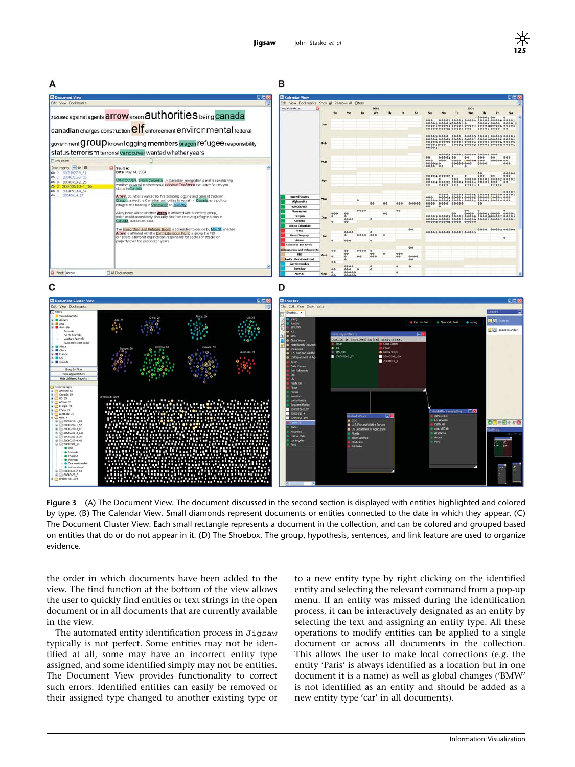**Figure 3** (A) The Document View. The document discussed in the second section is displayed with entities highlighted and colored by type. (B) The Calendar View. Small diamonds represent documents or entities connected to the date in which they appear. (C) The Document Cluster View. Each small rectangle represents a document in the collection, and can be colored and grouped based on entities that do or do not appear in it. (D) The Shoebox. The group, hypothesis, sentences, and link feature are used to organize evidence.

the order in which documents have been added to the view. The find function at the bottom of the view allows the user to quickly find entities or text strings in the open document or in all documents that are currently available in the view.

The automated entity identification process in Jigsaw typically is not perfect. Some entities may not be identified at all, some may have an incorrect entity type assigned, and some identified simply may not be entities. The Document View provides functionality to correct such errors. Identified entities can easily be removed or their assigned type changed to another existing type or to a new entity type by right clicking on the identified entity and selecting the relevant command from a pop-up menu. If an entity was missed during the identification process, it can be interactively designated as an entity by selecting the text and assigning an entity type. All these operations to modify entities can be applied to a single document or across all documents in the collection. This allows the user to make local corrections (e.g. the entity 'Paris' is always identified as a location but in one document it is a name) as well as global changes ('BMW' is not identified as an entity and should be added as a new entity type 'car' in all documents).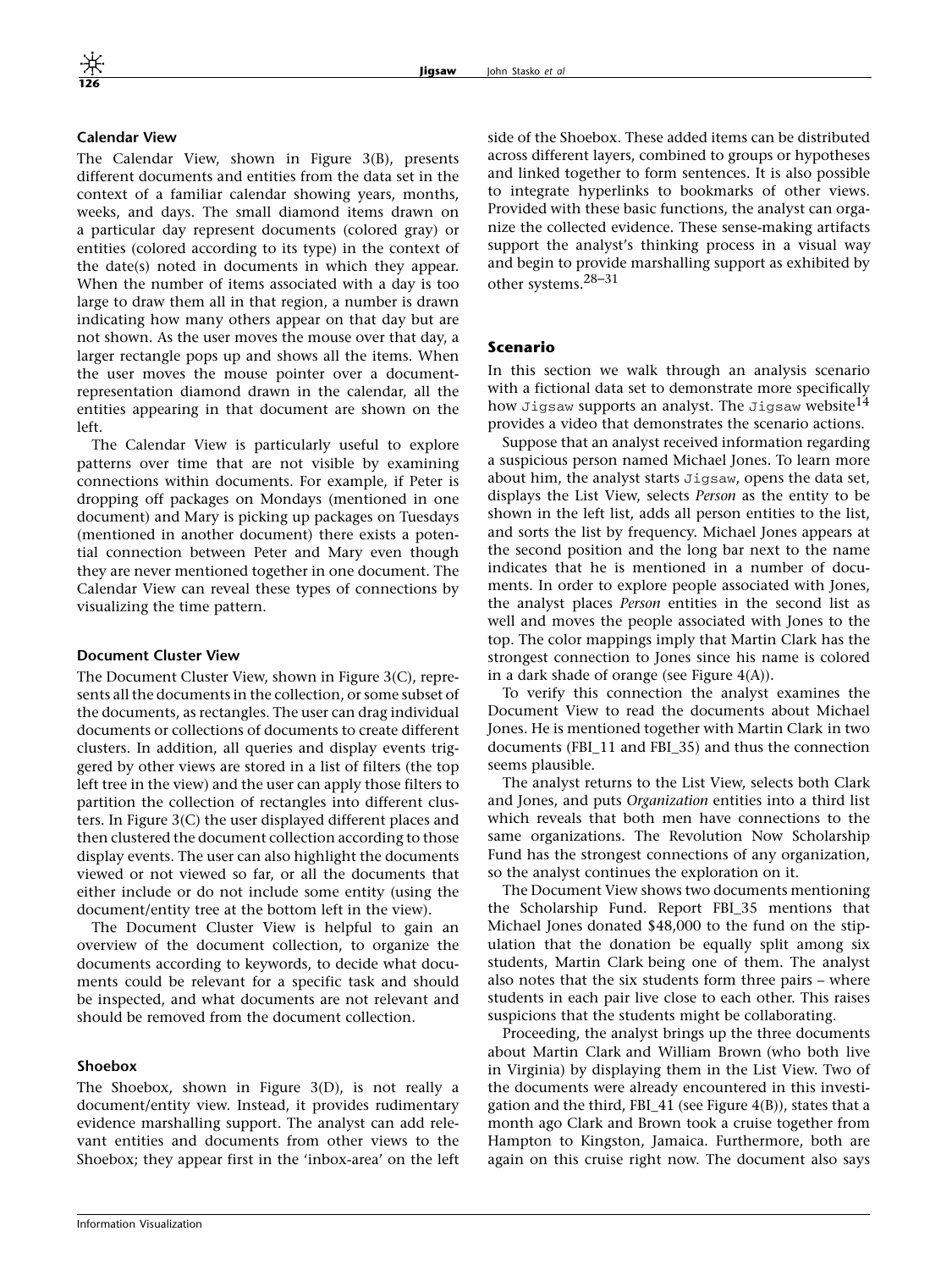### Calendar View

The Calendar View, shown in Figure 3(B), presents different documents and entities from the data set in the context of a familiar calendar showing years, months, weeks, and days. The small diamond items drawn on a particular day represent documents (colored gray) or entities (colored according to its type) in the context of the date(s) noted in documents in which they appear. When the number of items associated with a day is too large to draw them all in that region, a number is drawn indicating how many others appear on that day but are not shown. As the user moves the mouse over that day, a larger rectangle pops up and shows all the items. When the user moves the mouse pointer over a document-representation diamond drawn in the calendar, all the entities appearing in that document are shown on the left.

The Calendar View is particularly useful to explore patterns over time that are not visible by examining connections within documents. For example, if Peter is dropping off packages on Mondays (mentioned in one document) and Mary is picking up packages on Tuesdays (mentioned in another document) there exists a potential connection between Peter and Mary even though they are never mentioned together in one document. The Calendar View can reveal these types of connections by visualizing the time pattern.

### Document Cluster View

The Document Cluster View, shown in Figure 3(C), represents all the documents in the collection, or some subset of the documents, as rectangles. The user can drag individual documents or collections of documents to create different clusters. In addition, all queries and display events triggered by other views are stored in a list of filters (the top left tree in the view) and the user can apply those filters to partition the collection of rectangles into different clusters. In Figure 3(C) the user displayed different places and then clustered the document collection according to those display events. The user can also highlight the documents viewed or not viewed so far, or all the documents that either include or do not include some entity (using the document/entity tree at the bottom left in the view).

The Document Cluster View is helpful to gain an overview of the document collection, to organize the documents according to keywords, to decide what documents could be relevant for a specific task and should be inspected, and what documents are not relevant and should be removed from the document collection.

### Shoebox

The Shoebox, shown in Figure 3(D), is not really a document/entity view. Instead, it provides rudimentary evidence marshalling support. The analyst can add relevant entities and documents from other views to the Shoebox; they appear first in the 'inbox-area' on the left side of the Shoebox. These added items can be distributed across different layers, combined to groups or hypotheses and linked together to form sentences. It is also possible to integrate hyperlinks to bookmarks of other views. Provided with these basic functions, the analyst can organize the collected evidence. These sense-making artifacts support the analyst's thinking process in a visual way and begin to provide marshalling support as exhibited by other systems.[28–31]

## Scenario

In this section we walk through an analysis scenario with a fictional data set to demonstrate more specifically how `Jigsaw` supports an analyst. The `Jigsaw` website[14] provides a video that demonstrates the scenario actions.

Suppose that an analyst received information regarding a suspicious person named Michael Jones. To learn more about him, the analyst starts `Jigsaw`, opens the data set, displays the List View, selects *Person* as the entity to be shown in the left list, adds all person entities to the list, and sorts the list by frequency. Michael Jones appears at the second position and the long bar next to the name indicates that he is mentioned in a number of documents. In order to explore people associated with Jones, the analyst places *Person* entities in the second list as well and moves the people associated with Jones to the top. The color mappings imply that Martin Clark has the strongest connection to Jones since his name is colored in a dark shade of orange (see Figure 4(A)).

To verify this connection the analyst examines the Document View to read the documents about Michael Jones. He is mentioned together with Martin Clark in two documents (FBI_11 and FBI_35) and thus the connection seems plausible.

The analyst returns to the List View, selects both Clark and Jones, and puts *Organization* entities into a third list which reveals that both men have connections to the same organizations. The Revolution Now Scholarship Fund has the strongest connections of any organization, so the analyst continues the exploration on it.

The Document View shows two documents mentioning the Scholarship Fund. Report FBI_35 mentions that Michael Jones donated $48,000 to the fund on the stipulation that the donation be equally split among six students, Martin Clark being one of them. The analyst also notes that the six students form three pairs – where students in each pair live close to each other. This raises suspicions that the students might be collaborating.

Proceeding, the analyst brings up the three documents about Martin Clark and William Brown (who both live in Virginia) by displaying them in the List View. Two of the documents were already encountered in this investigation and the third, FBI_41 (see Figure 4(B)), states that a month ago Clark and Brown took a cruise together from Hampton to Kingston, Jamaica. Furthermore, both are again on this cruise right now. The document also says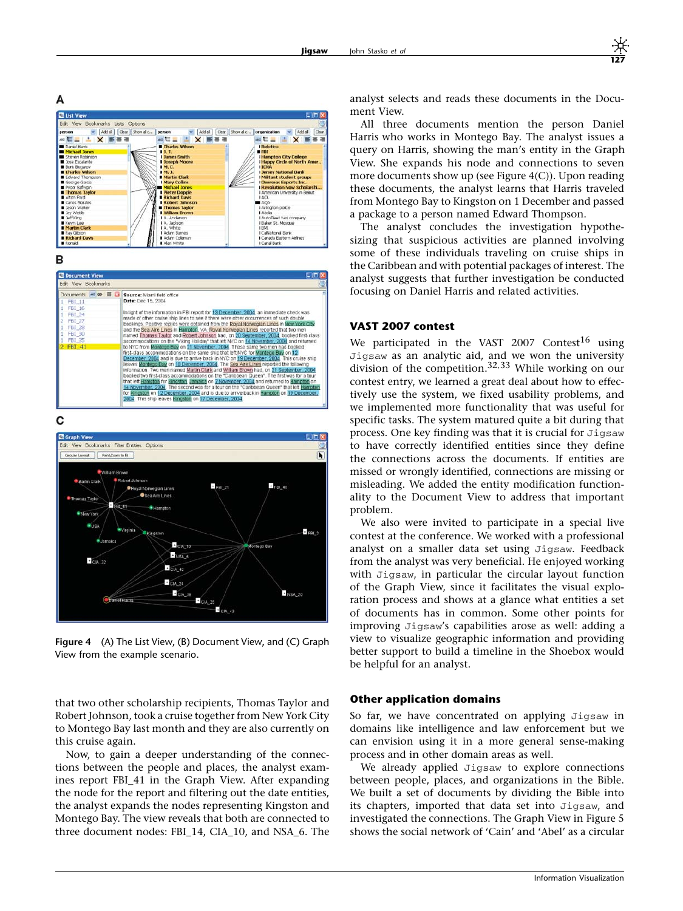that two other scholarship recipients, Thomas Taylor and Robert Johnson, took a cruise together from New York City to Montego Bay last month and they are also currently on this cruise again.

Now, to gain a deeper understanding of the connections between the people and places, the analyst examines report FBI_41 in the Graph View. After expanding the node for the report and filtering out the date entities, the analyst expands the nodes representing Kingston and Montego Bay. The view reveals that both are connected to three document nodes: FBI_14, CIA_10, and NSA_6. The analyst selects and reads these documents in the Document View.

All three documents mention the person Daniel Harris who works in Montego Bay. The analyst issues a query on Harris, showing the man's entity in the Graph View. She expands his node and connections to seven more documents show up (see Figure 4(C)). Upon reading these documents, the analyst learns that Harris traveled from Montego Bay to Kingston on 1 December and passed a package to a person named Edward Thompson.

The analyst concludes the investigation hypothesizing that suspicious activities are planned involving some of these individuals traveling on cruise ships in the Caribbean and with potential packages of interest. The analyst suggests that further investigation be conducted focusing on Daniel Harris and related activities.

Figure 4 (A) The List View, (B) Document View, and (C) Graph View from the example scenario.

## VAST 2007 contest

We participated in the VAST 2007 Contest[16] using Jigsaw as an analytic aid, and we won the university division of the competition.[32,33] While working on our contest entry, we learned a great deal about how to effectively use the system, we fixed usability problems, and we implemented more functionality that was useful for specific tasks. The system matured quite a bit during that process. One key finding was that it is crucial for Jigsaw to have correctly identified entities since they define the connections across the documents. If entities are missed or wrongly identified, connections are missing or misleading. We added the entity modification functionality to the Document View to address that important problem.

We also were invited to participate in a special live contest at the conference. We worked with a professional analyst on a smaller data set using Jigsaw. Feedback from the analyst was very beneficial. He enjoyed working with Jigsaw, in particular the circular layout function of the Graph View, since it facilitates the visual exploration process and shows at a glance what entities a set of documents has in common. Some other points for improving Jigsaw's capabilities arose as well: adding a view to visualize geographic information and providing better support to build a timeline in the Shoebox would be helpful for an analyst.

## Other application domains

So far, we have concentrated on applying Jigsaw in domains like intelligence and law enforcement but we can envision using it in a more general sense-making process and in other domain areas as well.

We already applied Jigsaw to explore connections between people, places, and organizations in the Bible. We built a set of documents by dividing the Bible into its chapters, imported that data set into Jigsaw, and investigated the connections. The Graph View in Figure 5 shows the social network of 'Cain' and 'Abel' as a circular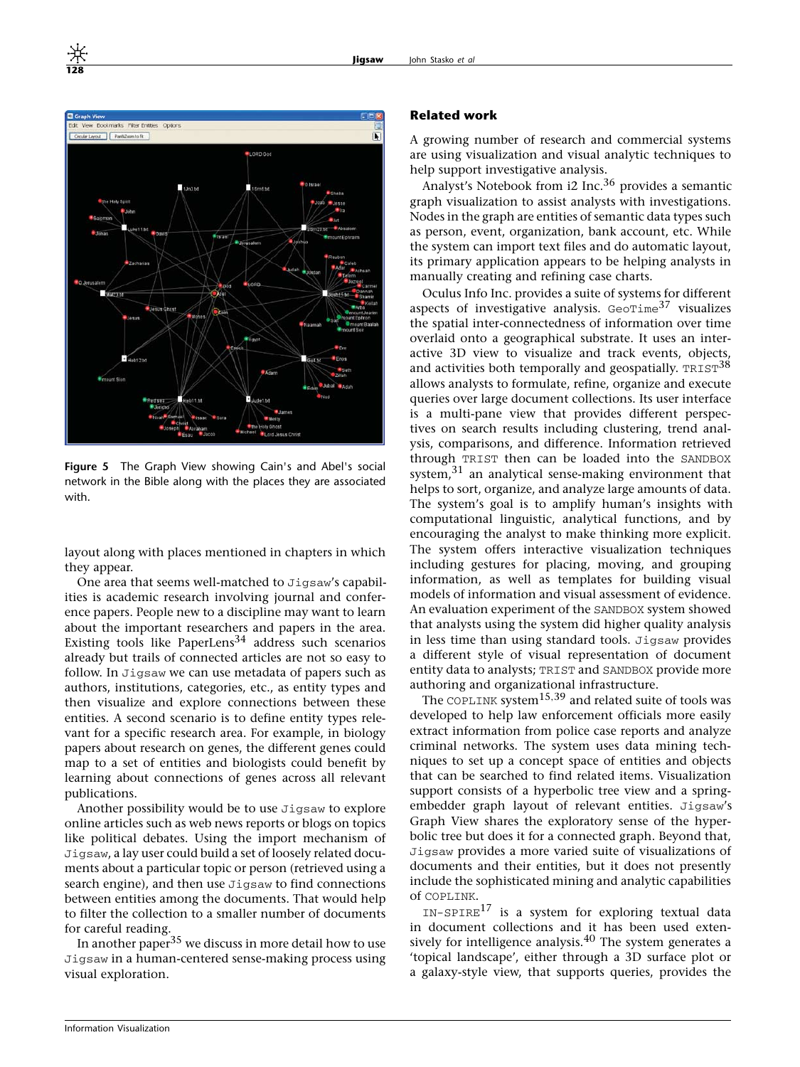Figure 5 The Graph View showing Cain's and Abel's social network in the Bible along with the places they are associated with.

layout along with places mentioned in chapters in which they appear.

One area that seems well-matched to Jigsaw's capabilities is academic research involving journal and conference papers. People new to a discipline may want to learn about the important researchers and papers in the area. Existing tools like PaperLens[34] address such scenarios already but trails of connected articles are not so easy to follow. In Jigsaw we can use metadata of papers such as authors, institutions, categories, etc., as entity types and then visualize and explore connections between these entities. A second scenario is to define entity types relevant for a specific research area. For example, in biology papers about research on genes, the different genes could map to a set of entities and biologists could benefit by learning about connections of genes across all relevant publications.

Another possibility would be to use Jigsaw to explore online articles such as web news reports or blogs on topics like political debates. Using the import mechanism of Jigsaw, a lay user could build a set of loosely related documents about a particular topic or person (retrieved using a search engine), and then use Jigsaw to find connections between entities among the documents. That would help to filter the collection to a smaller number of documents for careful reading.

In another paper[35] we discuss in more detail how to use Jigsaw in a human-centered sense-making process using visual exploration.

## Related work

A growing number of research and commercial systems are using visualization and visual analytic techniques to help support investigative analysis.

Analyst's Notebook from i2 Inc.[36] provides a semantic graph visualization to assist analysts with investigations. Nodes in the graph are entities of semantic data types such as person, event, organization, bank account, etc. While the system can import text files and do automatic layout, its primary application appears to be helping analysts in manually creating and refining case charts.

Oculus Info Inc. provides a suite of systems for different aspects of investigative analysis. GeoTime[37] visualizes the spatial inter-connectedness of information over time overlaid onto a geographical substrate. It uses an interactive 3D view to visualize and track events, objects, and activities both temporally and geospatially. TRIST[38] allows analysts to formulate, refine, organize and execute queries over large document collections. Its user interface is a multi-pane view that provides different perspectives on search results including clustering, trend analysis, comparisons, and difference. Information retrieved through TRIST then can be loaded into the SANDBOX system,[31] an analytical sense-making environment that helps to sort, organize, and analyze large amounts of data. The system's goal is to amplify human's insights with computational linguistic, analytical functions, and by encouraging the analyst to make thinking more explicit. The system offers interactive visualization techniques including gestures for placing, moving, and grouping information, as well as templates for building visual models of information and visual assessment of evidence. An evaluation experiment of the SANDBOX system showed that analysts using the system did higher quality analysis in less time than using standard tools. Jigsaw provides a different style of visual representation of document entity data to analysts; TRIST and SANDBOX provide more authoring and organizational infrastructure.

The COPLINK system[15,39] and related suite of tools was developed to help law enforcement officials more easily extract information from police case reports and analyze criminal networks. The system uses data mining techniques to set up a concept space of entities and objects that can be searched to find related items. Visualization support consists of a hyperbolic tree view and a spring-embedder graph layout of relevant entities. Jigsaw's Graph View shares the exploratory sense of the hyperbolic tree but does it for a connected graph. Beyond that, Jigsaw provides a more varied suite of visualizations of documents and their entities, but it does not presently include the sophisticated mining and analytic capabilities of COPLINK.

IN-SPIRE[17] is a system for exploring textual data in document collections and it has been used extensively for intelligence analysis.[40] The system generates a 'topical landscape', either through a 3D surface plot or a galaxy-style view, that supports queries, provides the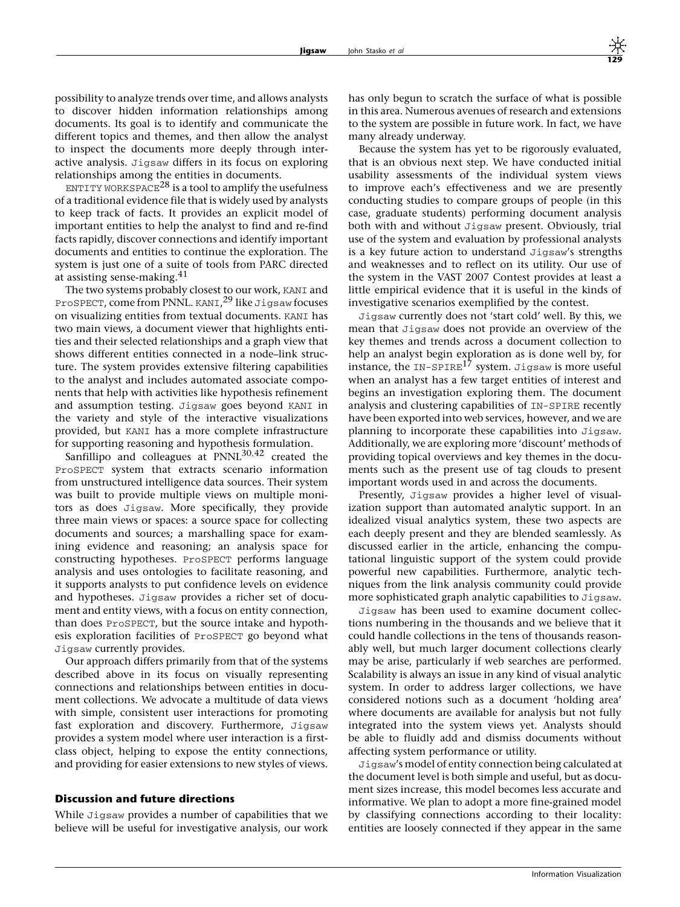possibility to analyze trends over time, and allows analysts to discover hidden information relationships among documents. Its goal is to identify and communicate the different topics and themes, and then allow the analyst to inspect the documents more deeply through interactive analysis. Jigsaw differs in its focus on exploring relationships among the entities in documents.

ENTITY WORKSPACE[28] is a tool to amplify the usefulness of a traditional evidence file that is widely used by analysts to keep track of facts. It provides an explicit model of important entities to help the analyst to find and re-find facts rapidly, discover connections and identify important documents and entities to continue the exploration. The system is just one of a suite of tools from PARC directed at assisting sense-making.[41]

The two systems probably closest to our work, KANI and ProSPECT, come from PNNL. KANI,[29] like Jigsaw focuses on visualizing entities from textual documents. KANI has two main views, a document viewer that highlights entities and their selected relationships and a graph view that shows different entities connected in a node–link structure. The system provides extensive filtering capabilities to the analyst and includes automated associate components that help with activities like hypothesis refinement and assumption testing. Jigsaw goes beyond KANI in the variety and style of the interactive visualizations provided, but KANI has a more complete infrastructure for supporting reasoning and hypothesis formulation.

Sanfillipo and colleagues at PNNL[30,42] created the ProSPECT system that extracts scenario information from unstructured intelligence data sources. Their system was built to provide multiple views on multiple monitors as does Jigsaw. More specifically, they provide three main views or spaces: a source space for collecting documents and sources; a marshalling space for examining evidence and reasoning; an analysis space for constructing hypotheses. ProSPECT performs language analysis and uses ontologies to facilitate reasoning, and it supports analysts to put confidence levels on evidence and hypotheses. Jigsaw provides a richer set of document and entity views, with a focus on entity connection, than does ProSPECT, but the source intake and hypothesis exploration facilities of ProSPECT go beyond what Jigsaw currently provides.

Our approach differs primarily from that of the systems described above in its focus on visually representing connections and relationships between entities in document collections. We advocate a multitude of data views with simple, consistent user interactions for promoting fast exploration and discovery. Furthermore, Jigsaw provides a system model where user interaction is a first-class object, helping to expose the entity connections, and providing for easier extensions to new styles of views.

## Discussion and future directions

While Jigsaw provides a number of capabilities that we believe will be useful for investigative analysis, our work has only begun to scratch the surface of what is possible in this area. Numerous avenues of research and extensions to the system are possible in future work. In fact, we have many already underway.

Because the system has yet to be rigorously evaluated, that is an obvious next step. We have conducted initial usability assessments of the individual system views to improve each's effectiveness and we are presently conducting studies to compare groups of people (in this case, graduate students) performing document analysis both with and without Jigsaw present. Obviously, trial use of the system and evaluation by professional analysts is a key future action to understand Jigsaw's strengths and weaknesses and to reflect on its utility. Our use of the system in the VAST 2007 Contest provides at least a little empirical evidence that it is useful in the kinds of investigative scenarios exemplified by the contest.

Jigsaw currently does not 'start cold' well. By this, we mean that Jigsaw does not provide an overview of the key themes and trends across a document collection to help an analyst begin exploration as is done well by, for instance, the IN-SPIRE[17] system. Jigsaw is more useful when an analyst has a few target entities of interest and begins an investigation exploring them. The document analysis and clustering capabilities of IN-SPIRE recently have been exported into web services, however, and we are planning to incorporate these capabilities into Jigsaw. Additionally, we are exploring more 'discount' methods of providing topical overviews and key themes in the documents such as the present use of tag clouds to present important words used in and across the documents.

Presently, Jigsaw provides a higher level of visualization support than automated analytic support. In an idealized visual analytics system, these two aspects are each deeply present and they are blended seamlessly. As discussed earlier in the article, enhancing the computational linguistic support of the system could provide powerful new capabilities. Furthermore, analytic techniques from the link analysis community could provide more sophisticated graph analytic capabilities to Jigsaw.

Jigsaw has been used to examine document collections numbering in the thousands and we believe that it could handle collections in the tens of thousands reasonably well, but much larger document collections clearly may be arise, particularly if web searches are performed. Scalability is always an issue in any kind of visual analytic system. In order to address larger collections, we have considered notions such as a document 'holding area' where documents are available for analysis but not fully integrated into the system views yet. Analysts should be able to fluidly add and dismiss documents without affecting system performance or utility.

Jigsaw's model of entity connection being calculated at the document level is both simple and useful, but as document sizes increase, this model becomes less accurate and informative. We plan to adopt a more fine-grained model by classifying connections according to their locality: entities are loosely connected if they appear in the same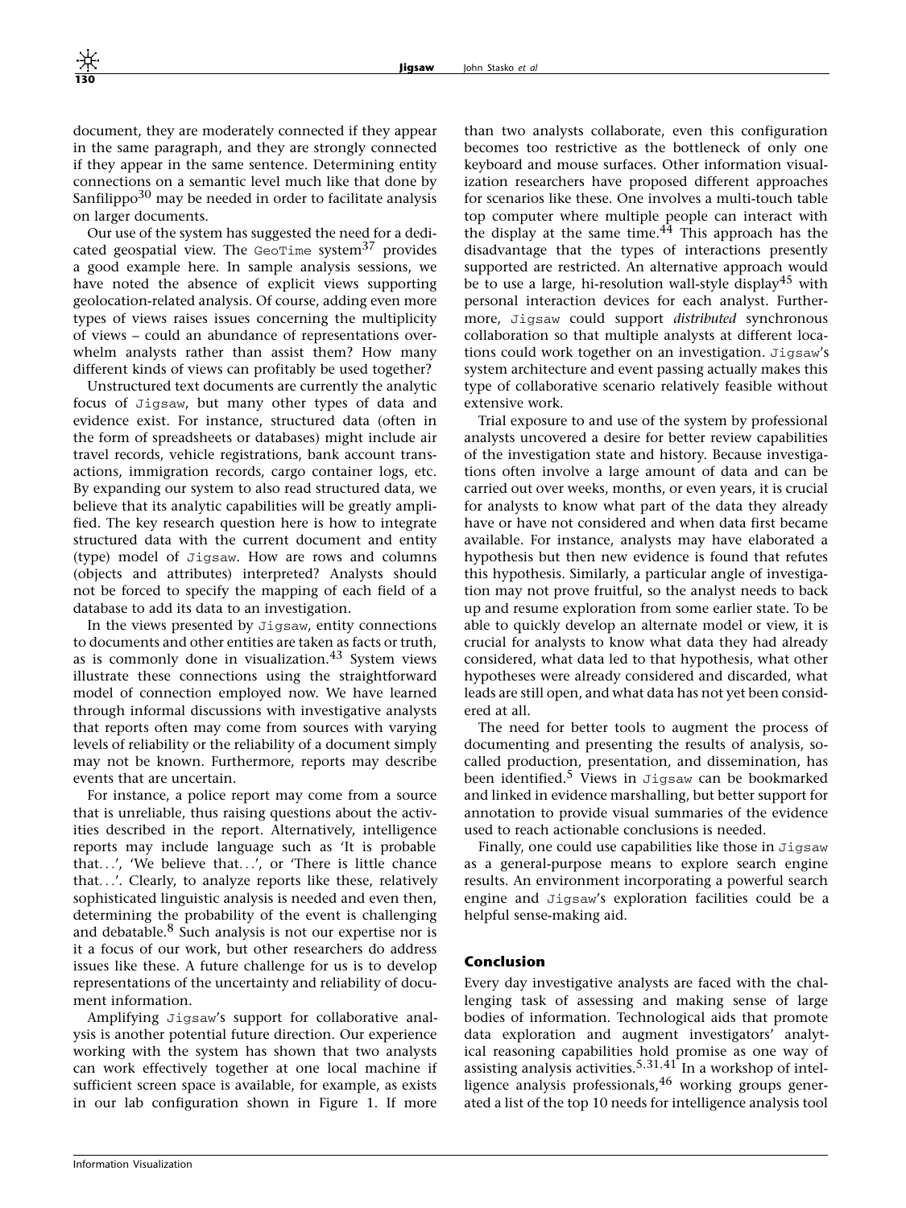document, they are moderately connected if they appear in the same paragraph, and they are strongly connected if they appear in the same sentence. Determining entity connections on a semantic level much like that done by Sanfilippo[30] may be needed in order to facilitate analysis on larger documents.

Our use of the system has suggested the need for a dedicated geospatial view. The GeoTime system[37] provides a good example here. In sample analysis sessions, we have noted the absence of explicit views supporting geolocation-related analysis. Of course, adding even more types of views raises issues concerning the multiplicity of views – could an abundance of representations overwhelm analysts rather than assist them? How many different kinds of views can profitably be used together?

Unstructured text documents are currently the analytic focus of Jigsaw, but many other types of data and evidence exist. For instance, structured data (often in the form of spreadsheets or databases) might include air travel records, vehicle registrations, bank account transactions, immigration records, cargo container logs, etc. By expanding our system to also read structured data, we believe that its analytic capabilities will be greatly amplified. The key research question here is how to integrate structured data with the current document and entity (type) model of Jigsaw. How are rows and columns (objects and attributes) interpreted? Analysts should not be forced to specify the mapping of each field of a database to add its data to an investigation.

In the views presented by Jigsaw, entity connections to documents and other entities are taken as facts or truth, as is commonly done in visualization.[43] System views illustrate these connections using the straightforward model of connection employed now. We have learned through informal discussions with investigative analysts that reports often may come from sources with varying levels of reliability or the reliability of a document simply may not be known. Furthermore, reports may describe events that are uncertain.

For instance, a police report may come from a source that is unreliable, thus raising questions about the activities described in the report. Alternatively, intelligence reports may include language such as 'It is probable that…', 'We believe that…', or 'There is little chance that…'. Clearly, to analyze reports like these, relatively sophisticated linguistic analysis is needed and even then, determining the probability of the event is challenging and debatable.[8] Such analysis is not our expertise nor is it a focus of our work, but other researchers do address issues like these. A future challenge for us is to develop representations of the uncertainty and reliability of document information.

Amplifying Jigsaw's support for collaborative analysis is another potential future direction. Our experience working with the system has shown that two analysts can work effectively together at one local machine if sufficient screen space is available, for example, as exists in our lab configuration shown in Figure 1. If more than two analysts collaborate, even this configuration becomes too restrictive as the bottleneck of only one keyboard and mouse surfaces. Other information visualization researchers have proposed different approaches for scenarios like these. One involves a multi-touch table top computer where multiple people can interact with the display at the same time.[44] This approach has the disadvantage that the types of interactions presently supported are restricted. An alternative approach would be to use a large, hi-resolution wall-style display[45] with personal interaction devices for each analyst. Furthermore, Jigsaw could support *distributed* synchronous collaboration so that multiple analysts at different locations could work together on an investigation. Jigsaw's system architecture and event passing actually makes this type of collaborative scenario relatively feasible without extensive work.

Trial exposure to and use of the system by professional analysts uncovered a desire for better review capabilities of the investigation state and history. Because investigations often involve a large amount of data and can be carried out over weeks, months, or even years, it is crucial for analysts to know what part of the data they already have or have not considered and when data first became available. For instance, analysts may have elaborated a hypothesis but then new evidence is found that refutes this hypothesis. Similarly, a particular angle of investigation may not prove fruitful, so the analyst needs to back up and resume exploration from some earlier state. To be able to quickly develop an alternate model or view, it is crucial for analysts to know what data they had already considered, what data led to that hypothesis, what other hypotheses were already considered and discarded, what leads are still open, and what data has not yet been considered at all.

The need for better tools to augment the process of documenting and presenting the results of analysis, so-called production, presentation, and dissemination, has been identified.[5] Views in Jigsaw can be bookmarked and linked in evidence marshalling, but better support for annotation to provide visual summaries of the evidence used to reach actionable conclusions is needed.

Finally, one could use capabilities like those in Jigsaw as a general-purpose means to explore search engine results. An environment incorporating a powerful search engine and Jigsaw's exploration facilities could be a helpful sense-making aid.

## Conclusion

Every day investigative analysts are faced with the challenging task of assessing and making sense of large bodies of information. Technological aids that promote data exploration and augment investigators' analytical reasoning capabilities hold promise as one way of assisting analysis activities.[5,31,41] In a workshop of intelligence analysis professionals,[46] working groups generated a list of the top 10 needs for intelligence analysis tool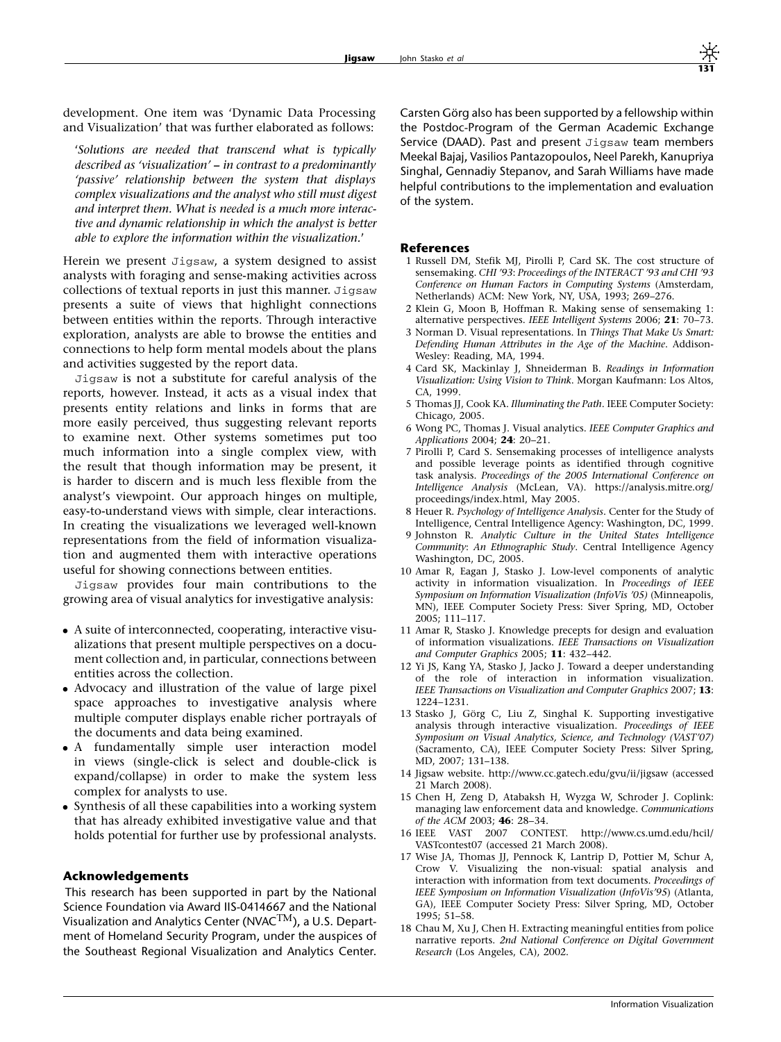development. One item was 'Dynamic Data Processing and Visualization' that was further elaborated as follows:

'*Solutions are needed that transcend what is typically described as 'visualization' – in contrast to a predominantly 'passive' relationship between the system that displays complex visualizations and the analyst who still must digest and interpret them. What is needed is a much more interactive and dynamic relationship in which the analyst is better able to explore the information within the visualization.*'

Herein we present `Jigsaw`, a system designed to assist analysts with foraging and sense-making activities across collections of textual reports in just this manner. `Jigsaw` presents a suite of views that highlight connections between entities within the reports. Through interactive exploration, analysts are able to browse the entities and connections to help form mental models about the plans and activities suggested by the report data.

`Jigsaw` is not a substitute for careful analysis of the reports, however. Instead, it acts as a visual index that presents entity relations and links in forms that are more easily perceived, thus suggesting relevant reports to examine next. Other systems sometimes put too much information into a single complex view, with the result that though information may be present, it is harder to discern and is much less flexible from the analyst's viewpoint. Our approach hinges on multiple, easy-to-understand views with simple, clear interactions. In creating the visualizations we leveraged well-known representations from the field of information visualization and augmented them with interactive operations useful for showing connections between entities.

`Jigsaw` provides four main contributions to the growing area of visual analytics for investigative analysis:

- A suite of interconnected, cooperating, interactive visualizations that present multiple perspectives on a document collection and, in particular, connections between entities across the collection.
- Advocacy and illustration of the value of large pixel space approaches to investigative analysis where multiple computer displays enable richer portrayals of the documents and data being examined.
- A fundamentally simple user interaction model in views (single-click is select and double-click is expand/collapse) in order to make the system less complex for analysts to use.
- Synthesis of all these capabilities into a working system that has already exhibited investigative value and that holds potential for further use by professional analysts.

## Acknowledgements

This research has been supported in part by the National Science Foundation via Award IIS-0414667 and the National Visualization and Analytics Center (NVAC$^{TM}$), a U.S. Department of Homeland Security Program, under the auspices of the Southeast Regional Visualization and Analytics Center. Carsten Görg also has been supported by a fellowship within the Postdoc-Program of the German Academic Exchange Service (DAAD). Past and present `Jigsaw` team members Meekal Bajaj, Vasilios Pantazopoulos, Neel Parekh, Kanupriya Singhal, Gennadiy Stepanov, and Sarah Williams have made helpful contributions to the implementation and evaluation of the system.

## References

1. Russell DM, Stefik MJ, Pirolli P, Card SK. The cost structure of sensemaking. *CHI '93*: *Proceedings of the INTERACT '93 and CHI '93 Conference on Human Factors in Computing Systems* (Amsterdam, Netherlands) ACM: New York, NY, USA, 1993; 269–276.
2. Klein G, Moon B, Hoffman R. Making sense of sensemaking 1: alternative perspectives. *IEEE Intelligent Systems* 2006; **21**: 70–73.
3. Norman D. Visual representations. In *Things That Make Us Smart: Defending Human Attributes in the Age of the Machine*. Addison-Wesley: Reading, MA, 1994.
4. Card SK, Mackinlay J, Shneiderman B. *Readings in Information Visualization: Using Vision to Think*. Morgan Kaufmann: Los Altos, CA, 1999.
5. Thomas JJ, Cook KA. *Illuminating the Path*. IEEE Computer Society: Chicago, 2005.
6. Wong PC, Thomas J. Visual analytics. *IEEE Computer Graphics and Applications* 2004; **24**: 20–21.
7. Pirolli P, Card S. Sensemaking processes of intelligence analysts and possible leverage points as identified through cognitive task analysis. *Proceedings of the 2005 International Conference on Intelligence Analysis* (McLean, VA). https://analysis.mitre.org/proceedings/index.html, May 2005.
8. Heuer R. *Psychology of Intelligence Analysis*. Center for the Study of Intelligence, Central Intelligence Agency: Washington, DC, 1999.
9. Johnston R. *Analytic Culture in the United States Intelligence Community*: *An Ethnographic Study*. Central Intelligence Agency Washington, DC, 2005.
10. Amar R, Eagan J, Stasko J. Low-level components of analytic activity in information visualization. In *Proceedings of IEEE Symposium on Information Visualization (InfoVis '05)* (Minneapolis, MN), IEEE Computer Society Press: Siver Spring, MD, October 2005; 111–117.
11. Amar R, Stasko J. Knowledge precepts for design and evaluation of information visualizations. *IEEE Transactions on Visualization and Computer Graphics* 2005; **11**: 432–442.
12. Yi JS, Kang YA, Stasko J, Jacko J. Toward a deeper understanding of the role of interaction in information visualization. *IEEE Transactions on Visualization and Computer Graphics* 2007; **13**: 1224–1231.
13. Stasko J, Görg C, Liu Z, Singhal K. Supporting investigative analysis through interactive visualization. *Proceedings of IEEE Symposium on Visual Analytics, Science, and Technology (VAST'07)* (Sacramento, CA), IEEE Computer Society Press: Silver Spring, MD, 2007; 131–138.
14. Jigsaw website. http://www.cc.gatech.edu/gvu/ii/jigsaw (accessed 21 March 2008).
15. Chen H, Zeng D, Atabaksh H, Wyzga W, Schroder J. Coplink: managing law enforcement data and knowledge. *Communications of the ACM* 2003; **46**: 28–34.
16. IEEE VAST 2007 CONTEST. http://www.cs.umd.edu/hcil/VASTcontest07 (accessed 21 March 2008).
17. Wise JA, Thomas JJ, Pennock K, Lantrip D, Pottier M, Schur A, Crow V. Visualizing the non-visual: spatial analysis and interaction with information from text documents. *Proceedings of IEEE Symposium on Information Visualization* (*InfoVis'95*) (Atlanta, GA), IEEE Computer Society Press: Silver Spring, MD, October 1995; 51–58.
18. Chau M, Xu J, Chen H. Extracting meaningful entities from police narrative reports. *2nd National Conference on Digital Government Research* (Los Angeles, CA), 2002.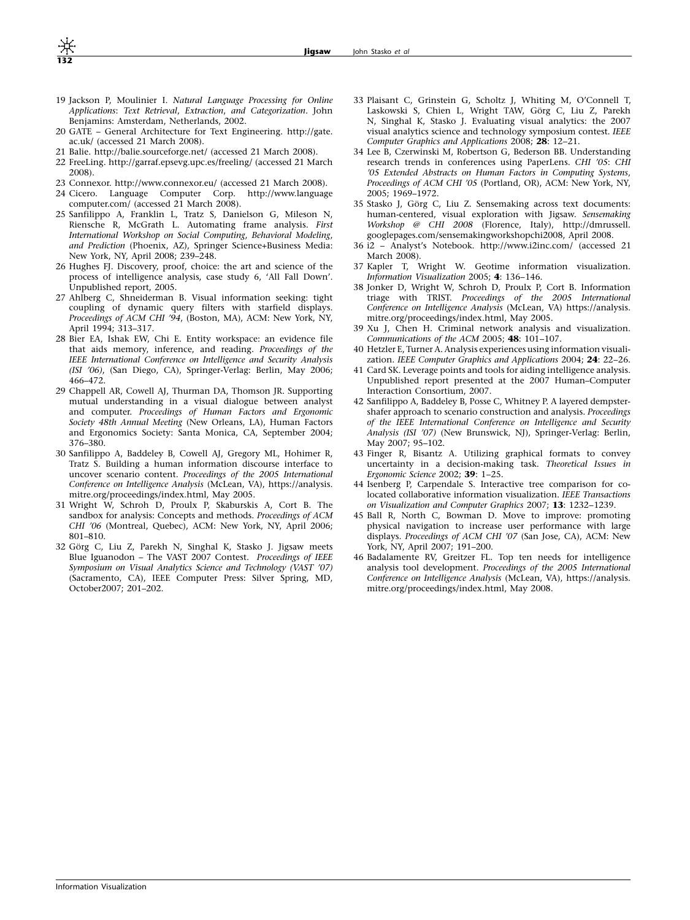19 Jackson P, Moulinier I. *Natural Language Processing for Online Applications: Text Retrieval, Extraction, and Categorization*. John Benjamins: Amsterdam, Netherlands, 2002.

20 GATE – General Architecture for Text Engineering. http://gate.ac.uk/ (accessed 21 March 2008).

21 Balie. http://balie.sourceforge.net/ (accessed 21 March 2008).

22 FreeLing. http://garraf.epsevg.upc.es/freeling/ (accessed 21 March 2008).

23 Connexor. http://www.connexor.eu/ (accessed 21 March 2008).

24 Cicero. Language Computer Corp. http://www.languagecomputer.com/ (accessed 21 March 2008).

25 Sanfilippo A, Franklin L, Tratz S, Danielson G, Mileson N, Riensche R, McGrath L. Automating frame analysis. *First International Workshop on Social Computing, Behavioral Modeling, and Prediction* (Phoenix, AZ), Springer Science+Business Media: New York, NY, April 2008; 239–248.

26 Hughes FJ. Discovery, proof, choice: the art and science of the process of intelligence analysis, case study 6, 'All Fall Down'. Unpublished report, 2005.

27 Ahlberg C, Shneiderman B. Visual information seeking: tight coupling of dynamic query filters with starfield displays. *Proceedings of ACM CHI '94*, (Boston, MA), ACM: New York, NY, April 1994; 313–317.

28 Bier EA, Ishak EW, Chi E. Entity workspace: an evidence file that aids memory, inference, and reading. *Proceedings of the IEEE International Conference on Intelligence and Security Analysis (ISI '06)*, (San Diego, CA), Springer-Verlag: Berlin, May 2006; 466–472.

29 Chappell AR, Cowell AJ, Thurman DA, Thomson JR. Supporting mutual understanding in a visual dialogue between analyst and computer. *Proceedings of Human Factors and Ergonomic Society 48th Annual Meeting* (New Orleans, LA), Human Factors and Ergonomics Society: Santa Monica, CA, September 2004; 376–380.

30 Sanfilippo A, Baddeley B, Cowell AJ, Gregory ML, Hohimer R, Tratz S. Building a human information discourse interface to uncover scenario content. *Proceedings of the 2005 International Conference on Intelligence Analysis* (McLean, VA), https://analysis.mitre.org/proceedings/index.html, May 2005.

31 Wright W, Schroh D, Proulx P, Skaburskis A, Cort B. The sandbox for analysis: Concepts and methods. *Proceedings of ACM CHI '06* (Montreal, Quebec), ACM: New York, NY, April 2006; 801–810.

32 Görg C, Liu Z, Parekh N, Singhal K, Stasko J. Jigsaw meets Blue Iguanodon – The VAST 2007 Contest. *Proceedings of IEEE Symposium on Visual Analytics Science and Technology (VAST '07)* (Sacramento, CA), IEEE Computer Press: Silver Spring, MD, October2007; 201–202.

33 Plaisant C, Grinstein G, Scholtz J, Whiting M, O'Connell T, Laskowski S, Chien L, Wright TAW, Görg C, Liu Z, Parekh N, Singhal K, Stasko J. Evaluating visual analytics: the 2007 visual analytics science and technology symposium contest. *IEEE Computer Graphics and Applications* 2008; **28**: 12–21.

34 Lee B, Czerwinski M, Robertson G, Bederson BB. Understanding research trends in conferences using PaperLens. *CHI '05: CHI '05 Extended Abstracts on Human Factors in Computing Systems, Proceedings of ACM CHI '05* (Portland, OR), ACM: New York, NY, 2005; 1969–1972.

35 Stasko J, Görg C, Liu Z. Sensemaking across text documents: human-centered, visual exploration with Jigsaw. *Sensemaking Workshop @ CHI 2008* (Florence, Italy), http://dmrussell.googlepages.com/sensemakingworkshopchi2008, April 2008.

36 i2 – Analyst's Notebook. http://www.i2inc.com/ (accessed 21 March 2008).

37 Kapler T, Wright W. Geotime information visualization. *Information Visualization* 2005; **4**: 136–146.

38 Jonker D, Wright W, Schroh D, Proulx P, Cort B. Information triage with TRIST. *Proceedings of the 2005 International Conference on Intelligence Analysis* (McLean, VA) https://analysis.mitre.org/proceedings/index.html, May 2005.

39 Xu J, Chen H. Criminal network analysis and visualization. *Communications of the ACM* 2005; **48**: 101–107.

40 Hetzler E, Turner A. Analysis experiences using information visualization. *IEEE Computer Graphics and Applications* 2004; **24**: 22–26.

41 Card SK. Leverage points and tools for aiding intelligence analysis. Unpublished report presented at the 2007 Human–Computer Interaction Consortium, 2007.

42 Sanfilippo A, Baddeley B, Posse C, Whitney P. A layered dempster-shafer approach to scenario construction and analysis. *Proceedings of the IEEE International Conference on Intelligence and Security Analysis (ISI '07)* (New Brunswick, NJ), Springer-Verlag: Berlin, May 2007; 95–102.

43 Finger R, Bisantz A. Utilizing graphical formats to convey uncertainty in a decision-making task. *Theoretical Issues in Ergonomic Science* 2002; **39**: 1–25.

44 Isenberg P, Carpendale S. Interactive tree comparison for co-located collaborative information visualization. *IEEE Transactions on Visualization and Computer Graphics* 2007; **13**: 1232–1239.

45 Ball R, North C, Bowman D. Move to improve: promoting physical navigation to increase user performance with large displays. *Proceedings of ACM CHI '07* (San Jose, CA), ACM: New York, NY, April 2007; 191–200.

46 Badalamente RV, Greitzer FL. Top ten needs for intelligence analysis tool development. *Proceedings of the 2005 International Conference on Intelligence Analysis* (McLean, VA), https://analysis.mitre.org/proceedings/index.html, May 2008.